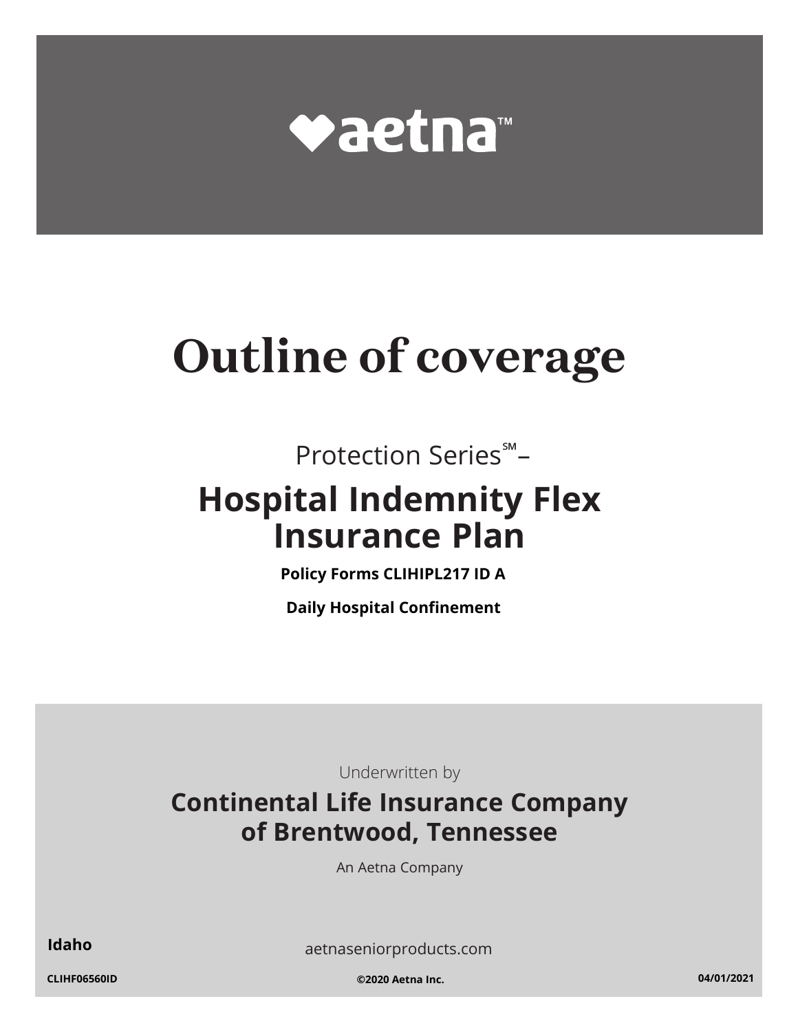aetna™

# Outline of coverage

Protection Series℠–

## Hospital Indemnity Flex Insurance Plan

**Policy Forms CLIHIPL217 ID A**

**Daily Hospital Confinement**

Underwritten by

**Continental Life Insurance Company of Brentwood, Tennessee**

An Aetna Company

**Idaho**

aetnaseniorproducts.com

**CLIHF06560ID** **©2020 Aetna Inc.** **04/01/2021**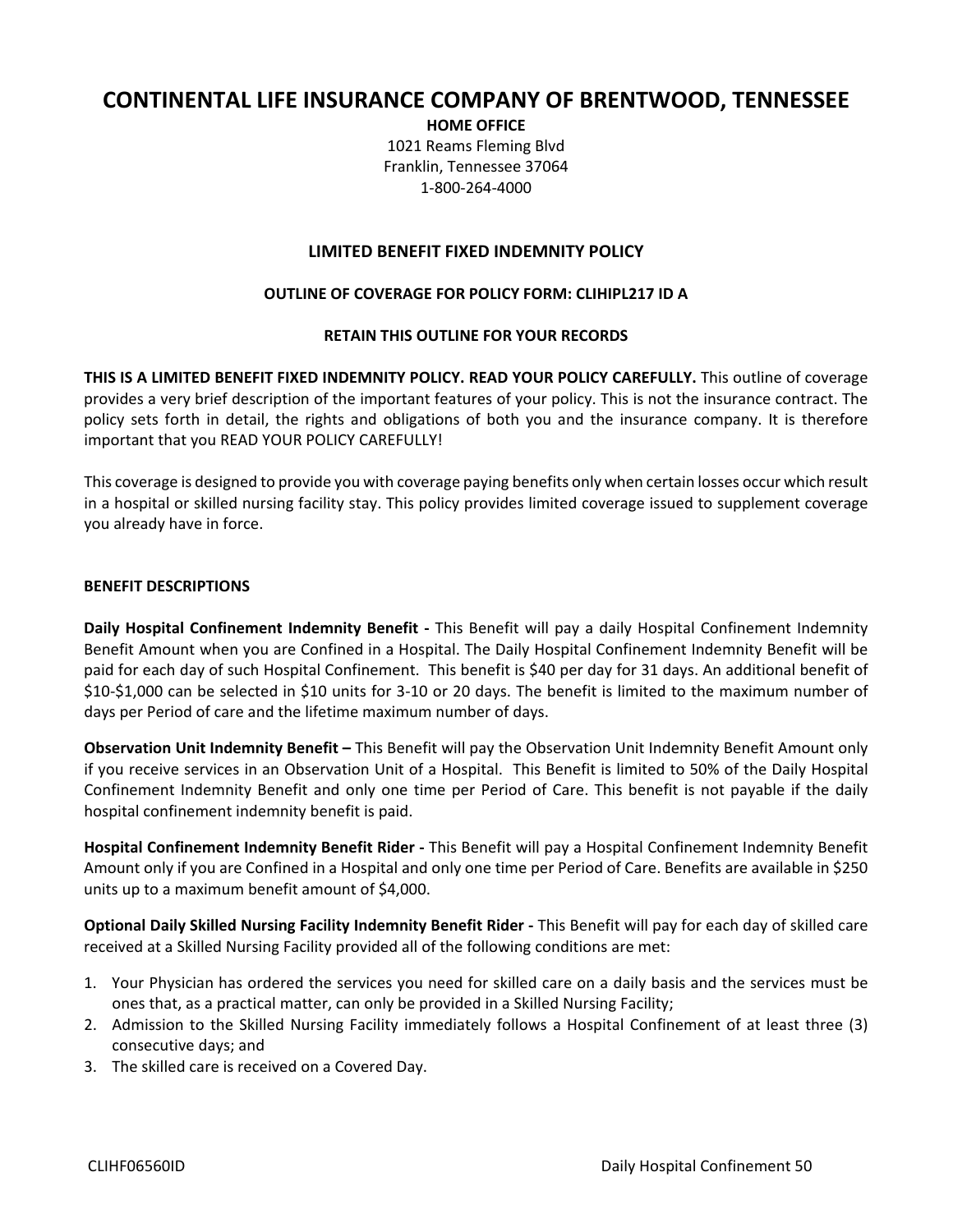# CONTINENTAL LIFE INSURANCE COMPANY OF BRENTWOOD, TENNESSEE

**HOME OFFICE**

1021 Reams Fleming Blvd
Franklin, Tennessee 37064
1-800-264-4000

## LIMITED BENEFIT FIXED INDEMNITY POLICY

**OUTLINE OF COVERAGE FOR POLICY FORM: CLIHIPL217 ID A**

**RETAIN THIS OUTLINE FOR YOUR RECORDS**

**THIS IS A LIMITED BENEFIT FIXED INDEMNITY POLICY. READ YOUR POLICY CAREFULLY.** This outline of coverage provides a very brief description of the important features of your policy. This is not the insurance contract. The policy sets forth in detail, the rights and obligations of both you and the insurance company. It is therefore important that you READ YOUR POLICY CAREFULLY!

This coverage is designed to provide you with coverage paying benefits only when certain losses occur which result in a hospital or skilled nursing facility stay. This policy provides limited coverage issued to supplement coverage you already have in force.

### BENEFIT DESCRIPTIONS

**Daily Hospital Confinement Indemnity Benefit -** This Benefit will pay a daily Hospital Confinement Indemnity Benefit Amount when you are Confined in a Hospital. The Daily Hospital Confinement Indemnity Benefit will be paid for each day of such Hospital Confinement. This benefit is $40 per day for 31 days. An additional benefit of $10-$1,000 can be selected in $10 units for 3-10 or 20 days. The benefit is limited to the maximum number of days per Period of care and the lifetime maximum number of days.

**Observation Unit Indemnity Benefit –** This Benefit will pay the Observation Unit Indemnity Benefit Amount only if you receive services in an Observation Unit of a Hospital. This Benefit is limited to 50% of the Daily Hospital Confinement Indemnity Benefit and only one time per Period of Care. This benefit is not payable if the daily hospital confinement indemnity benefit is paid.

**Hospital Confinement Indemnity Benefit Rider -** This Benefit will pay a Hospital Confinement Indemnity Benefit Amount only if you are Confined in a Hospital and only one time per Period of Care. Benefits are available in $250 units up to a maximum benefit amount of $4,000.

**Optional Daily Skilled Nursing Facility Indemnity Benefit Rider -** This Benefit will pay for each day of skilled care received at a Skilled Nursing Facility provided all of the following conditions are met:

1. Your Physician has ordered the services you need for skilled care on a daily basis and the services must be ones that, as a practical matter, can only be provided in a Skilled Nursing Facility;
2. Admission to the Skilled Nursing Facility immediately follows a Hospital Confinement of at least three (3) consecutive days; and
3. The skilled care is received on a Covered Day.

CLIHF06560ID Daily Hospital Confinement 50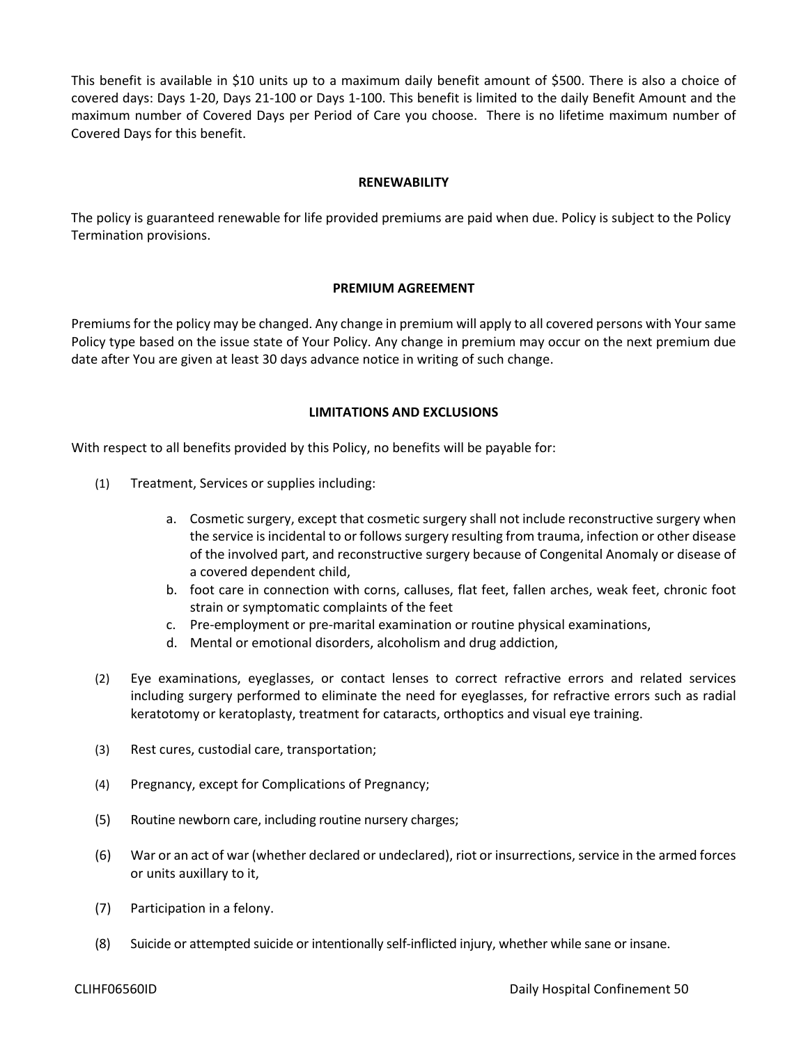This benefit is available in $10 units up to a maximum daily benefit amount of $500. There is also a choice of covered days: Days 1-20, Days 21-100 or Days 1-100. This benefit is limited to the daily Benefit Amount and the maximum number of Covered Days per Period of Care you choose. There is no lifetime maximum number of Covered Days for this benefit.

## RENEWABILITY

The policy is guaranteed renewable for life provided premiums are paid when due. Policy is subject to the Policy Termination provisions.

## PREMIUM AGREEMENT

Premiums for the policy may be changed. Any change in premium will apply to all covered persons with Your same Policy type based on the issue state of Your Policy. Any change in premium may occur on the next premium due date after You are given at least 30 days advance notice in writing of such change.

## LIMITATIONS AND EXCLUSIONS

With respect to all benefits provided by this Policy, no benefits will be payable for:

(1) Treatment, Services or supplies including:

   a. Cosmetic surgery, except that cosmetic surgery shall not include reconstructive surgery when the service is incidental to or follows surgery resulting from trauma, infection or other disease of the involved part, and reconstructive surgery because of Congenital Anomaly or disease of a covered dependent child,
   b. foot care in connection with corns, calluses, flat feet, fallen arches, weak feet, chronic foot strain or symptomatic complaints of the feet
   c. Pre-employment or pre-marital examination or routine physical examinations,
   d. Mental or emotional disorders, alcoholism and drug addiction,

(2) Eye examinations, eyeglasses, or contact lenses to correct refractive errors and related services including surgery performed to eliminate the need for eyeglasses, for refractive errors such as radial keratotomy or keratoplasty, treatment for cataracts, orthoptics and visual eye training.

(3) Rest cures, custodial care, transportation;

(4) Pregnancy, except for Complications of Pregnancy;

(5) Routine newborn care, including routine nursery charges;

(6) War or an act of war (whether declared or undeclared), riot or insurrections, service in the armed forces or units auxillary to it,

(7) Participation in a felony.

(8) Suicide or attempted suicide or intentionally self-inflicted injury, whether while sane or insane.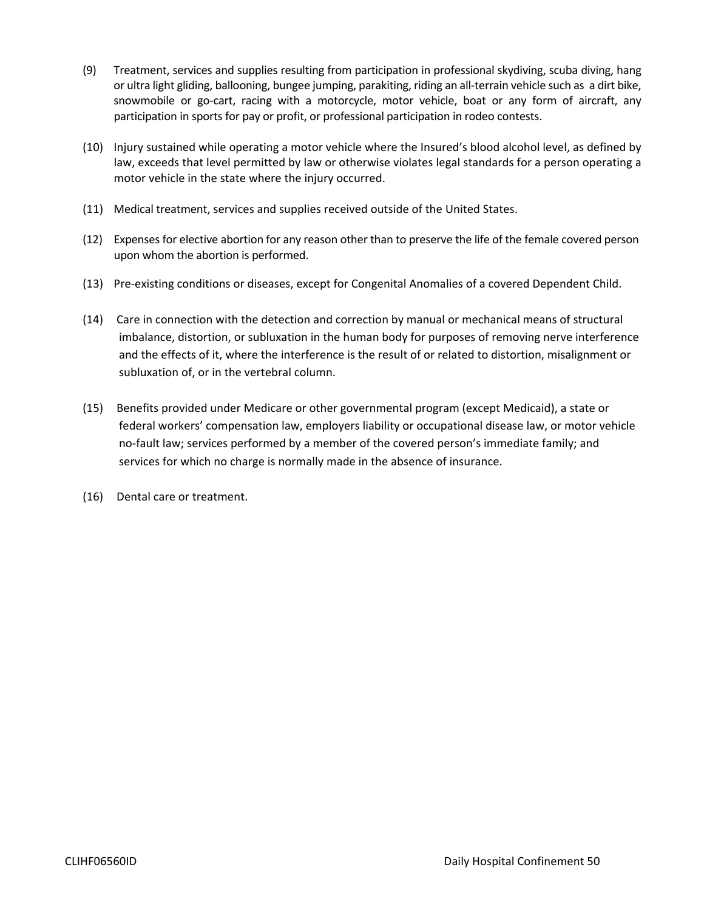(9) Treatment, services and supplies resulting from participation in professional skydiving, scuba diving, hang or ultra light gliding, ballooning, bungee jumping, parakiting, riding an all-terrain vehicle such as a dirt bike, snowmobile or go-cart, racing with a motorcycle, motor vehicle, boat or any form of aircraft, any participation in sports for pay or profit, or professional participation in rodeo contests.

(10) Injury sustained while operating a motor vehicle where the Insured's blood alcohol level, as defined by law, exceeds that level permitted by law or otherwise violates legal standards for a person operating a motor vehicle in the state where the injury occurred.

(11) Medical treatment, services and supplies received outside of the United States.

(12) Expenses for elective abortion for any reason other than to preserve the life of the female covered person upon whom the abortion is performed.

(13) Pre-existing conditions or diseases, except for Congenital Anomalies of a covered Dependent Child.

(14) Care in connection with the detection and correction by manual or mechanical means of structural imbalance, distortion, or subluxation in the human body for purposes of removing nerve interference and the effects of it, where the interference is the result of or related to distortion, misalignment or subluxation of, or in the vertebral column.

(15) Benefits provided under Medicare or other governmental program (except Medicaid), a state or federal workers' compensation law, employers liability or occupational disease law, or motor vehicle no-fault law; services performed by a member of the covered person's immediate family; and services for which no charge is normally made in the absence of insurance.

(16) Dental care or treatment.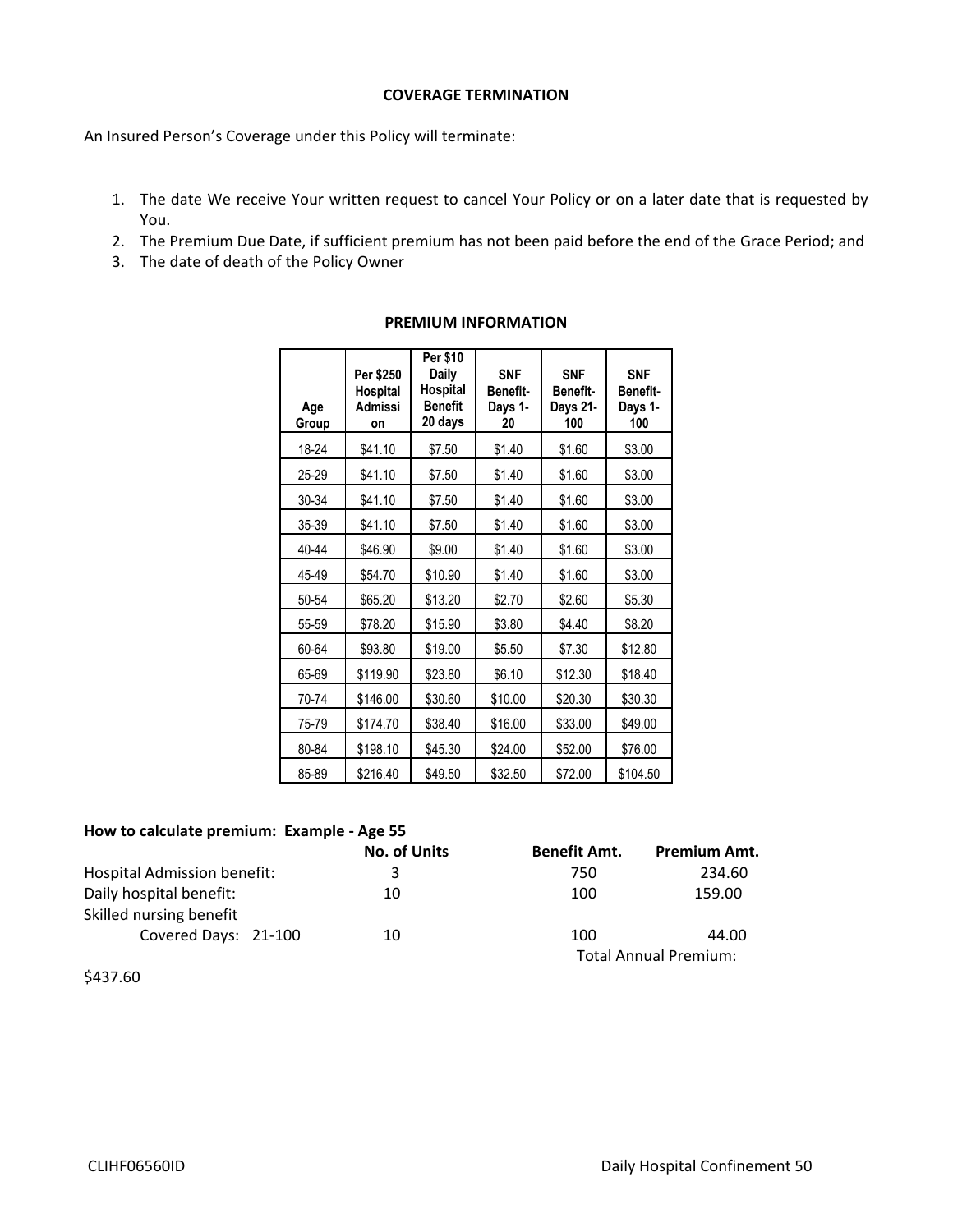## COVERAGE TERMINATION

An Insured Person's Coverage under this Policy will terminate:

1. The date We receive Your written request to cancel Your Policy or on a later date that is requested by You.
2. The Premium Due Date, if sufficient premium has not been paid before the end of the Grace Period; and
3. The date of death of the Policy Owner

## PREMIUM INFORMATION

| Age Group | Per $250 Hospital Admission | Per $10 Daily Hospital Benefit 20 days | SNF Benefit- Days 1-20 | SNF Benefit- Days 21-100 | SNF Benefit- Days 1-100 |
|---|---|---|---|---|---|
| 18-24 | $41.10 | $7.50 | $1.40 | $1.60 | $3.00 |
| 25-29 | $41.10 | $7.50 | $1.40 | $1.60 | $3.00 |
| 30-34 | $41.10 | $7.50 | $1.40 | $1.60 | $3.00 |
| 35-39 | $41.10 | $7.50 | $1.40 | $1.60 | $3.00 |
| 40-44 | $46.90 | $9.00 | $1.40 | $1.60 | $3.00 |
| 45-49 | $54.70 | $10.90 | $1.40 | $1.60 | $3.00 |
| 50-54 | $65.20 | $13.20 | $2.70 | $2.60 | $5.30 |
| 55-59 | $78.20 | $15.90 | $3.80 | $4.40 | $8.20 |
| 60-64 | $93.80 | $19.00 | $5.50 | $7.30 | $12.80 |
| 65-69 | $119.90 | $23.80 | $6.10 | $12.30 | $18.40 |
| 70-74 | $146.00 | $30.60 | $10.00 | $20.30 | $30.30 |
| 75-79 | $174.70 | $38.40 | $16.00 | $33.00 | $49.00 |
| 80-84 | $198.10 | $45.30 | $24.00 | $52.00 | $76.00 |
| 85-89 | $216.40 | $49.50 | $32.50 | $72.00 | $104.50 |

**How to calculate premium: Example - Age 55**

| | No. of Units | Benefit Amt. | Premium Amt. |
|---|---|---|---|
| Hospital Admission benefit: | 3 | 750 | 234.60 |
| Daily hospital benefit: | 10 | 100 | 159.00 |
| Skilled nursing benefit | | | |
| Covered Days: 21-100 | 10 | 100 | 44.00 |
| | | Total Annual Premium: | |

$437.60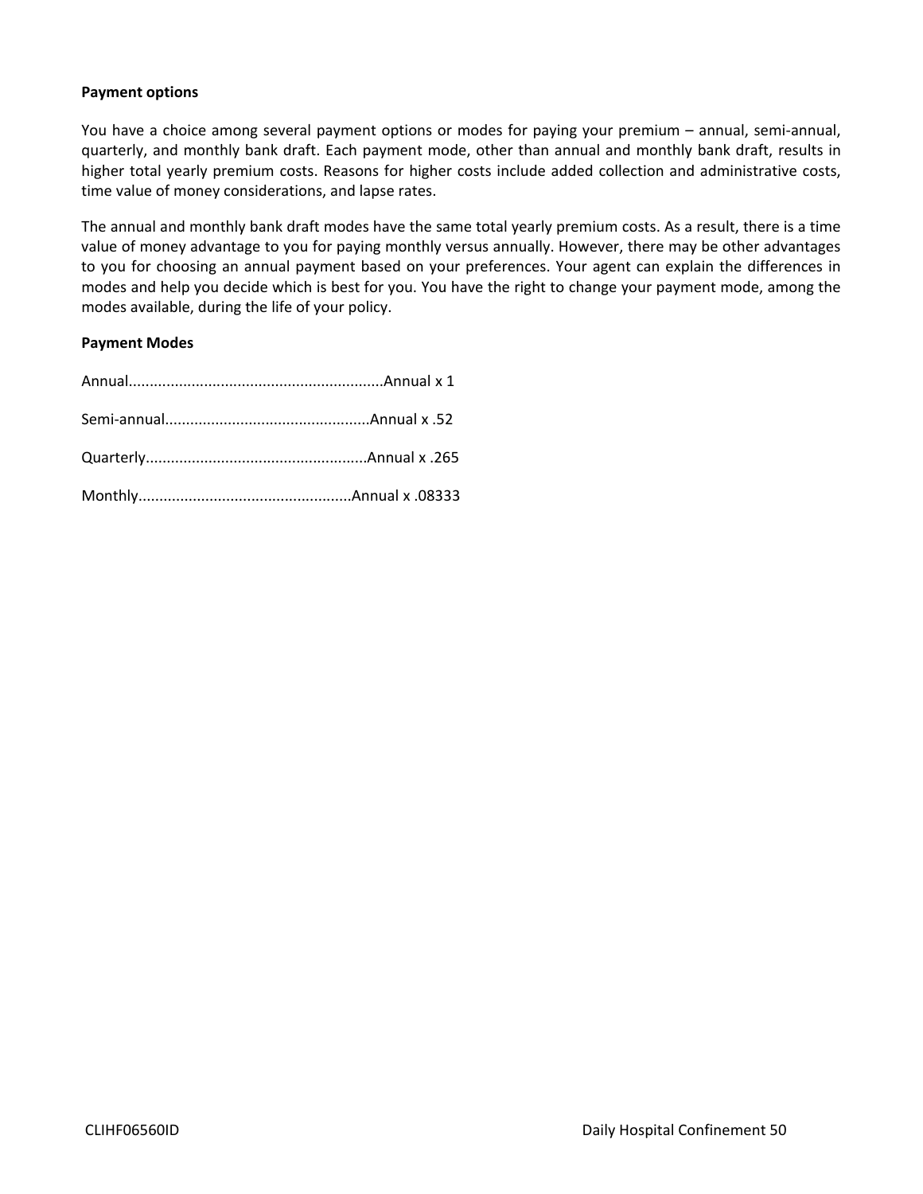**Payment options**

You have a choice among several payment options or modes for paying your premium – annual, semi-annual, quarterly, and monthly bank draft. Each payment mode, other than annual and monthly bank draft, results in higher total yearly premium costs. Reasons for higher costs include added collection and administrative costs, time value of money considerations, and lapse rates.

The annual and monthly bank draft modes have the same total yearly premium costs. As a result, there is a time value of money advantage to you for paying monthly versus annually. However, there may be other advantages to you for choosing an annual payment based on your preferences. Your agent can explain the differences in modes and help you decide which is best for you. You have the right to change your payment mode, among the modes available, during the life of your policy.

**Payment Modes**

Annual............................................................Annual x 1

Semi-annual................................................Annual x .52

Quarterly....................................................Annual x .265

Monthly..................................................Annual x .08333